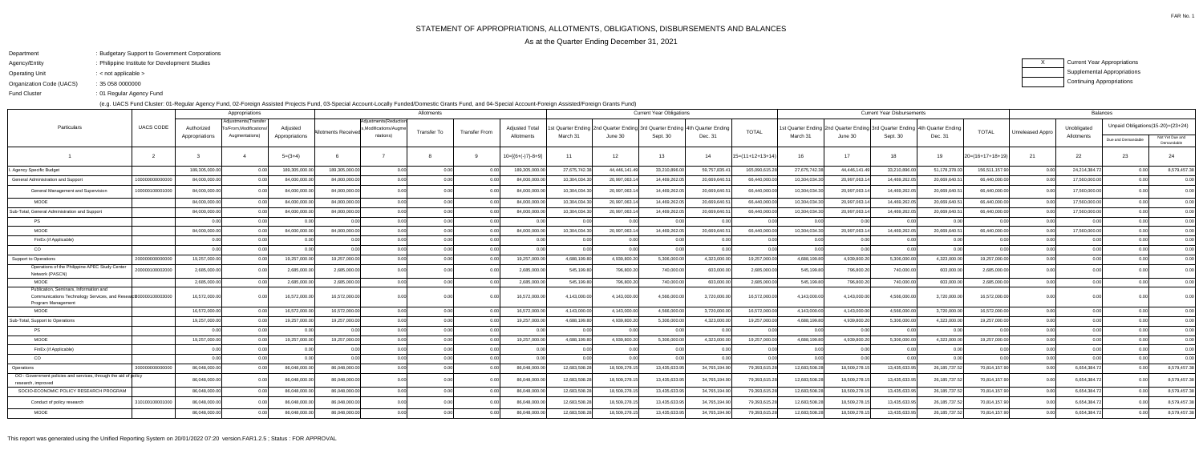# STATEMENT OF APPROPRIATIONS, ALLOTMENTS, OBLIGATIONS, DISBURSEMENTS AND BALANCES

As at the Quarter Ending December 31, 2021

FAR No. 1

Department : Budgetary Support to Government Corporations
Agency/Entity : Philippine Institute for Development Studies
Operating Unit : < not applicable >
Organization Code (UACS) : 35 058 0000000
Fund Cluster : 01 Regular Agency Fund

X Current Year Appropriations
Supplemental Appropriations
Continuing Appropriations

(e.g. UACS Fund Cluster: 01-Regular Agency Fund, 02-Foreign Assisted Projects Fund, 03-Special Account-Locally Funded/Domestic Grants Fund, and 04-Special Account-Foreign Assisted/Foreign Grants Fund)

| Particulars | UACS CODE | Appropriations | | | Allotments | | | | | Current Year Obligations | | | | | Current Year Disbursements | | | | | Balances | | | |
|---|---|---|---|---|---|---|---|---|---|---|---|---|---|---|---|---|---|---|---|---|---|---|---|
| | | Authorized Appropriations | Adjustments(Transfer To/From,Modifications/Augmentations) | Adjusted Appropriations | Allotments Received | Adjustments(Reductions,Modifications/Augmentations) | Transfer To | Transfer From | Adjusted Total Allotments | 1st Quarter Ending March 31 | 2nd Quarter Ending June 30 | 3rd Quarter Ending Sept. 30 | 4th Quarter Ending Dec. 31 | TOTAL | 1st Quarter Ending March 31 | 2nd Quarter Ending June 30 | 3rd Quarter Ending Sept. 30 | 4th Quarter Ending Dec. 31 | TOTAL | Unreleased Appro | Unobligated Allotments | Unpaid Obligations(15-20)=(23+24) Due and Demandable | Unpaid Obligations(15-20)=(23+24) Not Yet Due and Demandable |
| 1 | 2 | 3 | 4 | 5=(3+4) | 6 | 7 | 8 | 9 | 10=[{6+(-)7}-8+9] | 11 | 12 | 13 | 14 | 15=(11+12+13+14) | 16 | 17 | 18 | 19 | 20=(16+17+18+19) | 21 | 22 | 23 | 24 |
| I. Agency Specific Budget | | 189,305,000.00 | 0.00 | 189,305,000.00 | 189,305,000.00 | 0.00 | 0.00 | 0.00 | 189,305,000.00 | 27,675,742.38 | 44,446,141.49 | 33,210,896.00 | 59,757,835.41 | 165,090,615.28 | 27,675,742.38 | 44,446,141.49 | 33,210,896.00 | 51,178,378.03 | 156,511,157.90 | 0.00 | 24,214,384.72 | 0.00 | 8,579,457.38 |
| General Administration and Support | 100000000000000 | 84,000,000.00 | 0.00 | 84,000,000.00 | 84,000,000.00 | 0.00 | 0.00 | 0.00 | 84,000,000.00 | 10,304,034.30 | 20,997,063.14 | 14,469,262.05 | 20,669,640.51 | 66,440,000.00 | 10,304,034.30 | 20,997,063.14 | 14,469,262.05 | 20,669,640.51 | 66,440,000.00 | 0.00 | 17,560,000.00 | 0.00 | 0.00 |
| General Management and Supervision | 100000100001000 | 84,000,000.00 | 0.00 | 84,000,000.00 | 84,000,000.00 | 0.00 | 0.00 | 0.00 | 84,000,000.00 | 10,304,034.30 | 20,997,063.14 | 14,469,262.05 | 20,669,640.51 | 66,440,000.00 | 10,304,034.30 | 20,997,063.14 | 14,469,262.05 | 20,669,640.51 | 66,440,000.00 | 0.00 | 17,560,000.00 | 0.00 | 0.00 |
| MOOE | | 84,000,000.00 | 0.00 | 84,000,000.00 | 84,000,000.00 | 0.00 | 0.00 | 0.00 | 84,000,000.00 | 10,304,034.30 | 20,997,063.14 | 14,469,262.05 | 20,669,640.51 | 66,440,000.00 | 10,304,034.30 | 20,997,063.14 | 14,469,262.05 | 20,669,640.51 | 66,440,000.00 | 0.00 | 17,560,000.00 | 0.00 | 0.00 |
| Sub-Total, General Administration and Support | | 84,000,000.00 | 0.00 | 84,000,000.00 | 84,000,000.00 | 0.00 | 0.00 | 0.00 | 84,000,000.00 | 10,304,034.30 | 20,997,063.14 | 14,469,262.05 | 20,669,640.51 | 66,440,000.00 | 10,304,034.30 | 20,997,063.14 | 14,469,262.05 | 20,669,640.51 | 66,440,000.00 | 0.00 | 17,560,000.00 | 0.00 | 0.00 |
| PS | | 0.00 | 0.00 | 0.00 | 0.00 | 0.00 | 0.00 | 0.00 | 0.00 | 0.00 | 0.00 | 0.00 | 0.00 | 0.00 | 0.00 | 0.00 | 0.00 | 0.00 | 0.00 | 0.00 | 0.00 | 0.00 | 0.00 |
| MOOE | | 84,000,000.00 | 0.00 | 84,000,000.00 | 84,000,000.00 | 0.00 | 0.00 | 0.00 | 84,000,000.00 | 10,304,034.30 | 20,997,063.14 | 14,469,262.05 | 20,669,640.51 | 66,440,000.00 | 10,304,034.30 | 20,997,063.14 | 14,469,262.05 | 20,669,640.51 | 66,440,000.00 | 0.00 | 17,560,000.00 | 0.00 | 0.00 |
| FinEx (if Applicable) | | 0.00 | 0.00 | 0.00 | 0.00 | 0.00 | 0.00 | 0.00 | 0.00 | 0.00 | 0.00 | 0.00 | 0.00 | 0.00 | 0.00 | 0.00 | 0.00 | 0.00 | 0.00 | 0.00 | 0.00 | 0.00 | 0.00 |
| CO | | 0.00 | 0.00 | 0.00 | 0.00 | 0.00 | 0.00 | 0.00 | 0.00 | 0.00 | 0.00 | 0.00 | 0.00 | 0.00 | 0.00 | 0.00 | 0.00 | 0.00 | 0.00 | 0.00 | 0.00 | 0.00 | 0.00 |
| Support to Operations | 200000000000000 | 19,257,000.00 | 0.00 | 19,257,000.00 | 19,257,000.00 | 0.00 | 0.00 | 0.00 | 19,257,000.00 | 4,688,199.80 | 4,939,800.20 | 5,306,000.00 | 4,323,000.00 | 19,257,000.00 | 4,688,199.80 | 4,939,800.20 | 5,306,000.00 | 4,323,000.00 | 19,257,000.00 | 0.00 | 0.00 | 0.00 | 0.00 |
| Operations of the Philippine APEC Study Center Network (PASCN) | 200000100002000 | 2,685,000.00 | 0.00 | 2,685,000.00 | 2,685,000.00 | 0.00 | 0.00 | 0.00 | 2,685,000.00 | 545,199.80 | 796,800.20 | 740,000.00 | 603,000.00 | 2,685,000.00 | 545,199.80 | 796,800.20 | 740,000.00 | 603,000.00 | 2,685,000.00 | 0.00 | 0.00 | 0.00 | 0.00 |
| MOOE | | 2,685,000.00 | 0.00 | 2,685,000.00 | 2,685,000.00 | 0.00 | 0.00 | 0.00 | 2,685,000.00 | 545,199.80 | 796,800.20 | 740,000.00 | 603,000.00 | 2,685,000.00 | 545,199.80 | 796,800.20 | 740,000.00 | 603,000.00 | 2,685,000.00 | 0.00 | 0.00 | 0.00 | 0.00 |
| Publication, Seminars, Information and Communications Technology Services, and Research Program Management | 200000100003000 | 16,572,000.00 | 0.00 | 16,572,000.00 | 16,572,000.00 | 0.00 | 0.00 | 0.00 | 16,572,000.00 | 4,143,000.00 | 4,143,000.00 | 4,566,000.00 | 3,720,000.00 | 16,572,000.00 | 4,143,000.00 | 4,143,000.00 | 4,566,000.00 | 3,720,000.00 | 16,572,000.00 | 0.00 | 0.00 | 0.00 | 0.00 |
| MOOE | | 16,572,000.00 | 0.00 | 16,572,000.00 | 16,572,000.00 | 0.00 | 0.00 | 0.00 | 16,572,000.00 | 4,143,000.00 | 4,143,000.00 | 4,566,000.00 | 3,720,000.00 | 16,572,000.00 | 4,143,000.00 | 4,143,000.00 | 4,566,000.00 | 3,720,000.00 | 16,572,000.00 | 0.00 | 0.00 | 0.00 | 0.00 |
| Sub-Total, Support to Operations | | 19,257,000.00 | 0.00 | 19,257,000.00 | 19,257,000.00 | 0.00 | 0.00 | 0.00 | 19,257,000.00 | 4,688,199.80 | 4,939,800.20 | 5,306,000.00 | 4,323,000.00 | 19,257,000.00 | 4,688,199.80 | 4,939,800.20 | 5,306,000.00 | 4,323,000.00 | 19,257,000.00 | 0.00 | 0.00 | 0.00 | 0.00 |
| PS | | 0.00 | 0.00 | 0.00 | 0.00 | 0.00 | 0.00 | 0.00 | 0.00 | 0.00 | 0.00 | 0.00 | 0.00 | 0.00 | 0.00 | 0.00 | 0.00 | 0.00 | 0.00 | 0.00 | 0.00 | 0.00 | 0.00 |
| MOOE | | 19,257,000.00 | 0.00 | 19,257,000.00 | 19,257,000.00 | 0.00 | 0.00 | 0.00 | 19,257,000.00 | 4,688,199.80 | 4,939,800.20 | 5,306,000.00 | 4,323,000.00 | 19,257,000.00 | 4,688,199.80 | 4,939,800.20 | 5,306,000.00 | 4,323,000.00 | 19,257,000.00 | 0.00 | 0.00 | 0.00 | 0.00 |
| FinEx (if Applicable) | | 0.00 | 0.00 | 0.00 | 0.00 | 0.00 | 0.00 | 0.00 | 0.00 | 0.00 | 0.00 | 0.00 | 0.00 | 0.00 | 0.00 | 0.00 | 0.00 | 0.00 | 0.00 | 0.00 | 0.00 | 0.00 | 0.00 |
| CO | | 0.00 | 0.00 | 0.00 | 0.00 | 0.00 | 0.00 | 0.00 | 0.00 | 0.00 | 0.00 | 0.00 | 0.00 | 0.00 | 0.00 | 0.00 | 0.00 | 0.00 | 0.00 | 0.00 | 0.00 | 0.00 | 0.00 |
| Operations | 300000000000000 | 86,048,000.00 | 0.00 | 86,048,000.00 | 86,048,000.00 | 0.00 | 0.00 | 0.00 | 86,048,000.00 | 12,683,508.28 | 18,509,278.15 | 13,435,633.95 | 34,765,194.90 | 79,393,615.28 | 12,683,508.28 | 18,509,278.15 | 13,435,633.95 | 26,185,737.52 | 70,814,157.90 | 0.00 | 6,654,384.72 | 0.00 | 8,579,457.38 |
| OO : Government policies and services, through the aid of policy research, improved | | 86,048,000.00 | 0.00 | 86,048,000.00 | 86,048,000.00 | 0.00 | 0.00 | 0.00 | 86,048,000.00 | 12,683,508.28 | 18,509,278.15 | 13,435,633.95 | 34,765,194.90 | 79,393,615.28 | 12,683,508.28 | 18,509,278.15 | 13,435,633.95 | 26,185,737.52 | 70,814,157.90 | 0.00 | 6,654,384.72 | 0.00 | 8,579,457.38 |
| SOCIO-ECONOMIC POLICY RESEARCH PROGRAM | | 86,048,000.00 | 0.00 | 86,048,000.00 | 86,048,000.00 | 0.00 | 0.00 | 0.00 | 86,048,000.00 | 12,683,508.28 | 18,509,278.15 | 13,435,633.95 | 34,765,194.90 | 79,393,615.28 | 12,683,508.28 | 18,509,278.15 | 13,435,633.95 | 26,185,737.52 | 70,814,157.90 | 0.00 | 6,654,384.72 | 0.00 | 8,579,457.38 |
| Conduct of policy research | 310100100001000 | 86,048,000.00 | 0.00 | 86,048,000.00 | 86,048,000.00 | 0.00 | 0.00 | 0.00 | 86,048,000.00 | 12,683,508.28 | 18,509,278.15 | 13,435,633.95 | 34,765,194.90 | 79,393,615.28 | 12,683,508.28 | 18,509,278.15 | 13,435,633.95 | 26,185,737.52 | 70,814,157.90 | 0.00 | 6,654,384.72 | 0.00 | 8,579,457.38 |
| MOOE | | 86,048,000.00 | 0.00 | 86,048,000.00 | 86,048,000.00 | 0.00 | 0.00 | 0.00 | 86,048,000.00 | 12,683,508.28 | 18,509,278.15 | 13,435,633.95 | 34,765,194.90 | 79,393,615.28 | 12,683,508.28 | 18,509,278.15 | 13,435,633.95 | 26,185,737.52 | 70,814,157.90 | 0.00 | 6,654,384.72 | 0.00 | 8,579,457.38 |

This report was generated using the Unified Reporting System on 20/01/2022 07:20 version.FAR1.2.5 ; Status : FOR APPROVAL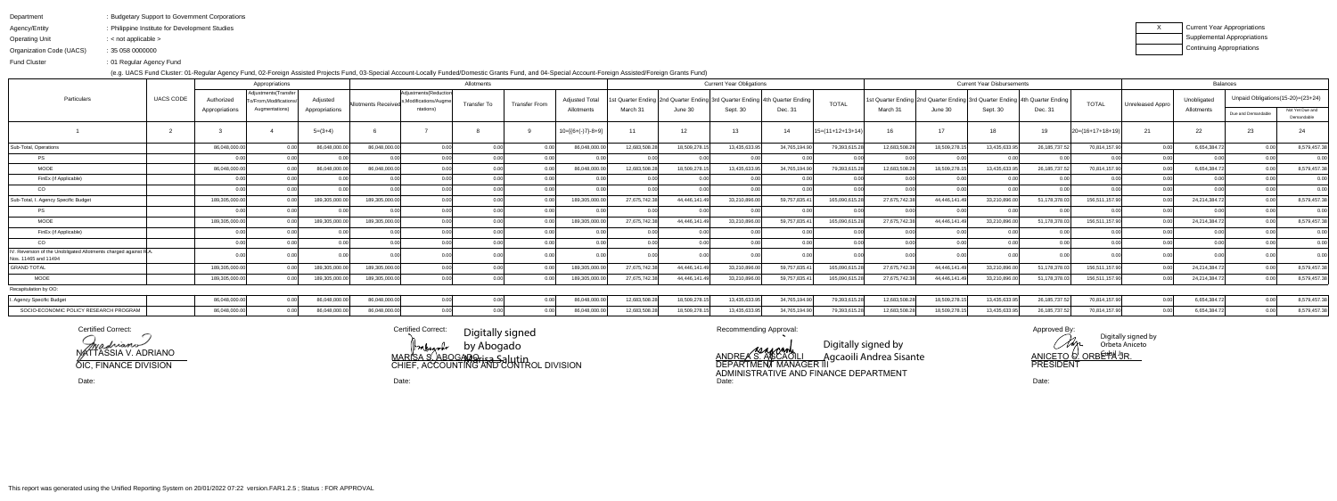Department : Budgetary Support to Government Corporations

Agency/Entity : Philippine Institute for Development Studies

Operating Unit : < not applicable >

Organization Code (UACS) : 35 058 0000000

Fund Cluster : 01 Regular Agency Fund

(e.g. UACS Fund Cluster: 01-Regular Agency Fund, 02-Foreign Assisted Projects Fund, 03-Special Account-Locally Funded/Domestic Grants Fund, and 04-Special Account-Foreign Assisted/Foreign Grants Fund)

| X | Current Year Appropriations |
|---|---|
| | Supplemental Appropriations |
| | Continuing Appropriations |

| Particulars | UACS CODE | Appropriations | | | Allotments | | | | | Current Year Obligations | | | | | Current Year Disbursements | | | | | Balances | | | |
|---|---|---|---|---|---|---|---|---|---|---|---|---|---|---|---|---|---|---|---|---|---|---|---|
| | | Authorized Appropriations | Adjustments(Transfer To/From,Modifications/Augmentations) | Adjusted Appropriations | Allotments Received | Adjustments(Reductions,Modifications/Augmentations) | Transfer To | Transfer From | Adjusted Total Allotments | 1st Quarter Ending March 31 | 2nd Quarter Ending June 30 | 3rd Quarter Ending Sept. 30 | 4th Quarter Ending Dec. 31 | TOTAL | 1st Quarter Ending March 31 | 2nd Quarter Ending June 30 | 3rd Quarter Ending Sept. 30 | 4th Quarter Ending Dec. 31 | TOTAL | Unreleased Appro | Unobligated Allotments | Unpaid Obligations(15-20)=(23+24) | |
| | | | | | | | | | | | | | | | | | | | | | | Due and Demandable | Not Yet Due and Demandable |
| 1 | 2 | 3 | 4 | 5=(3+4) | 6 | 7 | 8 | 9 | 10=[{6+(-)7}-8+9] | 11 | 12 | 13 | 14 | 15=(11+12+13+14) | 16 | 17 | 18 | 19 | 20=(16+17+18+19) | 21 | 22 | 23 | 24 |
| Sub-Total, Operations | | 86,048,000.00 | 0.00 | 86,048,000.00 | 86,048,000.00 | 0.00 | 0.00 | 0.00 | 86,048,000.00 | 12,683,508.28 | 18,509,278.15 | 13,435,633.95 | 34,765,194.90 | 79,393,615.28 | 12,683,508.28 | 18,509,278.15 | 13,435,633.95 | 26,185,737.52 | 70,814,157.90 | 0.00 | 6,654,384.72 | 0.00 | 8,579,457.38 |
| PS | | 0.00 | 0.00 | 0.00 | 0.00 | 0.00 | 0.00 | 0.00 | 0.00 | 0.00 | 0.00 | 0.00 | 0.00 | 0.00 | 0.00 | 0.00 | 0.00 | 0.00 | 0.00 | 0.00 | 0.00 | 0.00 | 0.00 |
| MOOE | | 86,048,000.00 | 0.00 | 86,048,000.00 | 86,048,000.00 | 0.00 | 0.00 | 0.00 | 86,048,000.00 | 12,683,508.28 | 18,509,278.15 | 13,435,633.95 | 34,765,194.90 | 79,393,615.28 | 12,683,508.28 | 18,509,278.15 | 13,435,633.95 | 26,185,737.52 | 70,814,157.90 | 0.00 | 6,654,384.72 | 0.00 | 8,579,457.38 |
| FinEx (if Applicable) | | 0.00 | 0.00 | 0.00 | 0.00 | 0.00 | 0.00 | 0.00 | 0.00 | 0.00 | 0.00 | 0.00 | 0.00 | 0.00 | 0.00 | 0.00 | 0.00 | 0.00 | 0.00 | 0.00 | 0.00 | 0.00 | 0.00 |
| CO | | 0.00 | 0.00 | 0.00 | 0.00 | 0.00 | 0.00 | 0.00 | 0.00 | 0.00 | 0.00 | 0.00 | 0.00 | 0.00 | 0.00 | 0.00 | 0.00 | 0.00 | 0.00 | 0.00 | 0.00 | 0.00 | 0.00 |
| Sub-Total, I. Agency Specific Budget | | 189,305,000.00 | 0.00 | 189,305,000.00 | 189,305,000.00 | 0.00 | 0.00 | 0.00 | 189,305,000.00 | 27,675,742.38 | 44,446,141.49 | 33,210,896.00 | 59,757,835.41 | 165,090,615.28 | 27,675,742.38 | 44,446,141.49 | 33,210,896.00 | 51,178,378.03 | 156,511,157.90 | 0.00 | 24,214,384.72 | 0.00 | 8,579,457.38 |
| PS | | 0.00 | 0.00 | 0.00 | 0.00 | 0.00 | 0.00 | 0.00 | 0.00 | 0.00 | 0.00 | 0.00 | 0.00 | 0.00 | 0.00 | 0.00 | 0.00 | 0.00 | 0.00 | 0.00 | 0.00 | 0.00 | 0.00 |
| MOOE | | 189,305,000.00 | 0.00 | 189,305,000.00 | 189,305,000.00 | 0.00 | 0.00 | 0.00 | 189,305,000.00 | 27,675,742.38 | 44,446,141.49 | 33,210,896.00 | 59,757,835.41 | 165,090,615.28 | 27,675,742.38 | 44,446,141.49 | 33,210,896.00 | 51,178,378.03 | 156,511,157.90 | 0.00 | 24,214,384.72 | 0.00 | 8,579,457.38 |
| FinEx (if Applicable) | | 0.00 | 0.00 | 0.00 | 0.00 | 0.00 | 0.00 | 0.00 | 0.00 | 0.00 | 0.00 | 0.00 | 0.00 | 0.00 | 0.00 | 0.00 | 0.00 | 0.00 | 0.00 | 0.00 | 0.00 | 0.00 | 0.00 |
| CO | | 0.00 | 0.00 | 0.00 | 0.00 | 0.00 | 0.00 | 0.00 | 0.00 | 0.00 | 0.00 | 0.00 | 0.00 | 0.00 | 0.00 | 0.00 | 0.00 | 0.00 | 0.00 | 0.00 | 0.00 | 0.00 | 0.00 |
| IV. Reversion of the Unobligated Allotments charged against R.A. Nos. 11465 and 11494 | | 0.00 | 0.00 | 0.00 | 0.00 | 0.00 | 0.00 | 0.00 | 0.00 | 0.00 | 0.00 | 0.00 | 0.00 | 0.00 | 0.00 | 0.00 | 0.00 | 0.00 | 0.00 | 0.00 | 0.00 | 0.00 | 0.00 |
| GRAND TOTAL | | 189,305,000.00 | 0.00 | 189,305,000.00 | 189,305,000.00 | 0.00 | 0.00 | 0.00 | 189,305,000.00 | 27,675,742.38 | 44,446,141.49 | 33,210,896.00 | 59,757,835.41 | 165,090,615.28 | 27,675,742.38 | 44,446,141.49 | 33,210,896.00 | 51,178,378.03 | 156,511,157.90 | 0.00 | 24,214,384.72 | 0.00 | 8,579,457.38 |
| MOOE | | 189,305,000.00 | 0.00 | 189,305,000.00 | 189,305,000.00 | 0.00 | 0.00 | 0.00 | 189,305,000.00 | 27,675,742.38 | 44,446,141.49 | 33,210,896.00 | 59,757,835.41 | 165,090,615.28 | 27,675,742.38 | 44,446,141.49 | 33,210,896.00 | 51,178,378.03 | 156,511,157.90 | 0.00 | 24,214,384.72 | 0.00 | 8,579,457.38 |
| Recapitulation by OO: | | | | | | | | | | | | | | | | | | | | | | | |
| I. Agency Specific Budget | | 86,048,000.00 | 0.00 | 86,048,000.00 | 86,048,000.00 | 0.00 | 0.00 | 0.00 | 86,048,000.00 | 12,683,508.28 | 18,509,278.15 | 13,435,633.95 | 34,765,194.90 | 79,393,615.28 | 12,683,508.28 | 18,509,278.15 | 13,435,633.95 | 26,185,737.52 | 70,814,157.90 | 0.00 | 6,654,384.72 | 0.00 | 8,579,457.38 |
| SOCIO-ECONOMIC POLICY RESEARCH PROGRAM | | 86,048,000.00 | 0.00 | 86,048,000.00 | 86,048,000.00 | 0.00 | 0.00 | 0.00 | 86,048,000.00 | 12,683,508.28 | 18,509,278.15 | 13,435,633.95 | 34,765,194.90 | 79,393,615.28 | 12,683,508.28 | 18,509,278.15 | 13,435,633.95 | 26,185,737.52 | 70,814,157.90 | 0.00 | 6,654,384.72 | 0.00 | 8,579,457.38 |

Certified Correct:

NATTASSIA V. ADRIANO
OIC, FINANCE DIVISION

Date:

Certified Correct:

Digitally signed by Abogado Marisa Salutin

MARISA S. ABOGADO
CHIEF, ACCOUNTING AND CONTROL DIVISION

Date:

Recommending Approval:

Digitally signed by Agcaoili Andrea Sisante

ANDREA S. AGCAOILI
DEPARTMENT MANAGER III
ADMINISTRATIVE AND FINANCE DEPARTMENT

Date:

Approved By:

Digitally signed by Orbeta Aniceto

ANICETO C. ORBETA JR.
PRESIDENT

Date:

This report was generated using the Unified Reporting System on 20/01/2022 07:22 version.FAR1.2.5 ; Status : FOR APPROVAL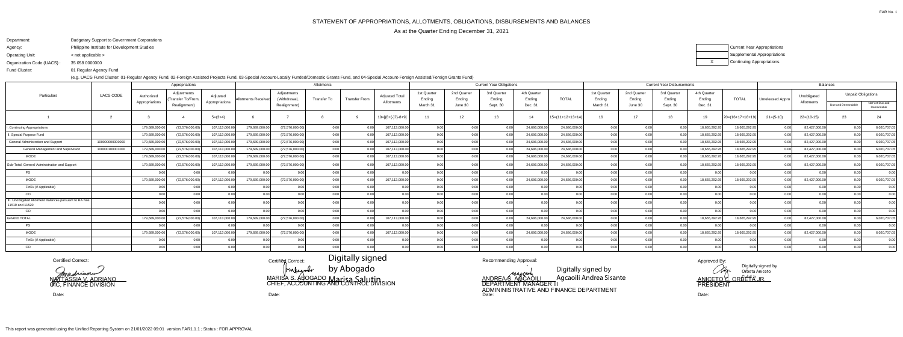FAR No. 1

# STATEMENT OF APPROPRIATIONS, ALLOTMENTS, OBLIGATIONS, DISBURSEMENTS AND BALANCES

As at the Quarter Ending December 31, 2021

Department: Budgetary Support to Government Corporations

Agency: Philippine Institute for Development Studies

Operating Unit: < not applicable >

Organization Code (UACS) : 35 058 0000000

Fund Cluster: 01 Regular Agency Fund

(e.g. UACS Fund Cluster: 01-Regular Agency Fund, 02-Foreign Assisted Projects Fund, 03-Special Account-Locally Funded/Domestic Grants Fund, and 04-Special Account-Foreign Assisted/Foreign Grants Fund)

| | |
|---|---|
| | Current Year Appropriations |
| | Supplemental Appropriations |
| X | Continuing Appropriations |

| Particulars | UACS CODE | Appropriations | | | Allotments | | | | | Current Year Obligations | | | | | Current Year Disbursements | | | | | Balances | | | |
|---|---|---|---|---|---|---|---|---|---|---|---|---|---|---|---|---|---|---|---|---|---|---|---|
| | | Authorized Appropriations | Adjustments (Transfer To/From, Realignment) | Adjusted Appropriations | Allotments Received | Adjustments (Withdrawal, Realignment) | Transfer To | Transfer From | Adjusted Total Allotments | 1st Quarter Ending March 31 | 2nd Quarter Ending June 30 | 3rd Quarter Ending Sept. 30 | 4th Quarter Ending Dec. 31 | TOTAL | 1st Quarter Ending March 31 | 2nd Quarter Ending June 30 | 3rd Quarter Ending Sept. 30 | 4th Quarter Ending Dec. 31 | TOTAL | Unreleased Appro | Unobligated Allotments | Unpaid Obligations: Due and Demandable | Unpaid Obligations: Not Yet Due and Demandable |
| 1 | 2 | 3 | 4 | 5=(3+4) | 6 | 7 | 8 | 9 | 10=[{6+(-)7}-8+9] | 11 | 12 | 13 | 14 | 15=(11+12+13+14) | 16 | 17 | 18 | 19 | 20=(16+17+18+19) | 21=(5-10) | 22=(10-15) | 23 | 24 |
| I. Continuing Appropriations | | 179,689,000.00 | (72,576,000.00) | 107,113,000.00 | 179,689,000.00 | (72,576,000.00) | 0.00 | 0.00 | 107,113,000.00 | 0.00 | 0.00 | 0.00 | 24,686,000.00 | 24,686,000.00 | 0.00 | 0.00 | 0.00 | 18,665,292.95 | 18,665,292.95 | 0.00 | 82,427,000.00 | 0.00 | 6,020,707.05 |
| II. Special Purpose Fund | | 179,689,000.00 | (72,576,000.00) | 107,113,000.00 | 179,689,000.00 | (72,576,000.00) | 0.00 | 0.00 | 107,113,000.00 | 0.00 | 0.00 | 0.00 | 24,686,000.00 | 24,686,000.00 | 0.00 | 0.00 | 0.00 | 18,665,292.95 | 18,665,292.95 | 0.00 | 82,427,000.00 | 0.00 | 6,020,707.05 |
| General Administration and Support | 100000000000000 | 179,689,000.00 | (72,576,000.00) | 107,113,000.00 | 179,689,000.00 | (72,576,000.00) | 0.00 | 0.00 | 107,113,000.00 | 0.00 | 0.00 | 0.00 | 24,686,000.00 | 24,686,000.00 | 0.00 | 0.00 | 0.00 | 18,665,292.95 | 18,665,292.95 | 0.00 | 82,427,000.00 | 0.00 | 6,020,707.05 |
| General Management and Supervision | 100000100001000 | 179,689,000.00 | (72,576,000.00) | 107,113,000.00 | 179,689,000.00 | (72,576,000.00) | 0.00 | 0.00 | 107,113,000.00 | 0.00 | 0.00 | 0.00 | 24,686,000.00 | 24,686,000.00 | 0.00 | 0.00 | 0.00 | 18,665,292.95 | 18,665,292.95 | 0.00 | 82,427,000.00 | 0.00 | 6,020,707.05 |
| MOOE | | 179,689,000.00 | (72,576,000.00) | 107,113,000.00 | 179,689,000.00 | (72,576,000.00) | 0.00 | 0.00 | 107,113,000.00 | 0.00 | 0.00 | 0.00 | 24,686,000.00 | 24,686,000.00 | 0.00 | 0.00 | 0.00 | 18,665,292.95 | 18,665,292.95 | 0.00 | 82,427,000.00 | 0.00 | 6,020,707.05 |
| Sub-Total, General Administration and Support | | 179,689,000.00 | (72,576,000.00) | 107,113,000.00 | 179,689,000.00 | (72,576,000.00) | 0.00 | 0.00 | 107,113,000.00 | 0.00 | 0.00 | 0.00 | 24,686,000.00 | 24,686,000.00 | 0.00 | 0.00 | 0.00 | 18,665,292.95 | 18,665,292.95 | 0.00 | 82,427,000.00 | 0.00 | 6,020,707.05 |
| PS | | 0.00 | 0.00 | 0.00 | 0.00 | 0.00 | 0.00 | 0.00 | 0.00 | 0.00 | 0.00 | 0.00 | 0.00 | 0.00 | 0.00 | 0.00 | 0.00 | 0.00 | 0.00 | 0.00 | 0.00 | 0.00 | 0.00 |
| MOOE | | 179,689,000.00 | (72,576,000.00) | 107,113,000.00 | 179,689,000.00 | (72,576,000.00) | 0.00 | 0.00 | 107,113,000.00 | 0.00 | 0.00 | 0.00 | 24,686,000.00 | 24,686,000.00 | 0.00 | 0.00 | 0.00 | 18,665,292.95 | 18,665,292.95 | 0.00 | 82,427,000.00 | 0.00 | 6,020,707.05 |
| FinEx (if Applicable) | | 0.00 | 0.00 | 0.00 | 0.00 | 0.00 | 0.00 | 0.00 | 0.00 | 0.00 | 0.00 | 0.00 | 0.00 | 0.00 | 0.00 | 0.00 | 0.00 | 0.00 | 0.00 | 0.00 | 0.00 | 0.00 | 0.00 |
| CO | | 0.00 | 0.00 | 0.00 | 0.00 | 0.00 | 0.00 | 0.00 | 0.00 | 0.00 | 0.00 | 0.00 | 0.00 | 0.00 | 0.00 | 0.00 | 0.00 | 0.00 | 0.00 | 0.00 | 0.00 | 0.00 | 0.00 |
| III. Unobligated Allotment Balances pursuant to RA Nos. 11519 and 11520 | | 0.00 | 0.00 | 0.00 | 0.00 | 0.00 | 0.00 | 0.00 | 0.00 | 0.00 | 0.00 | 0.00 | 0.00 | 0.00 | 0.00 | 0.00 | 0.00 | 0.00 | 0.00 | 0.00 | 0.00 | 0.00 | 0.00 |
| CO | | 0.00 | 0.00 | 0.00 | 0.00 | 0.00 | 0.00 | 0.00 | 0.00 | 0.00 | 0.00 | 0.00 | 0.00 | 0.00 | 0.00 | 0.00 | 0.00 | 0.00 | 0.00 | 0.00 | 0.00 | 0.00 | 0.00 |
| GRAND TOTAL | | 179,689,000.00 | (72,576,000.00) | 107,113,000.00 | 179,689,000.00 | (72,576,000.00) | 0.00 | 0.00 | 107,113,000.00 | 0.00 | 0.00 | 0.00 | 24,686,000.00 | 24,686,000.00 | 0.00 | 0.00 | 0.00 | 18,665,292.95 | 18,665,292.95 | 0.00 | 82,427,000.00 | 0.00 | 6,020,707.05 |
| PS | | 0.00 | 0.00 | 0.00 | 0.00 | 0.00 | 0.00 | 0.00 | 0.00 | 0.00 | 0.00 | 0.00 | 0.00 | 0.00 | 0.00 | 0.00 | 0.00 | 0.00 | 0.00 | 0.00 | 0.00 | 0.00 | 0.00 |
| MOOE | | 179,689,000.00 | (72,576,000.00) | 107,113,000.00 | 179,689,000.00 | (72,576,000.00) | 0.00 | 0.00 | 107,113,000.00 | 0.00 | 0.00 | 0.00 | 24,686,000.00 | 24,686,000.00 | 0.00 | 0.00 | 0.00 | 18,665,292.95 | 18,665,292.95 | 0.00 | 82,427,000.00 | 0.00 | 6,020,707.05 |
| FinEx (if Applicable) | | 0.00 | 0.00 | 0.00 | 0.00 | 0.00 | 0.00 | 0.00 | 0.00 | 0.00 | 0.00 | 0.00 | 0.00 | 0.00 | 0.00 | 0.00 | 0.00 | 0.00 | 0.00 | 0.00 | 0.00 | 0.00 | 0.00 |
| CO | | 0.00 | 0.00 | 0.00 | 0.00 | 0.00 | 0.00 | 0.00 | 0.00 | 0.00 | 0.00 | 0.00 | 0.00 | 0.00 | 0.00 | 0.00 | 0.00 | 0.00 | 0.00 | 0.00 | 0.00 | 0.00 | 0.00 |

Certified Correct:

NATTASSIA V. ADRIANO
OIC, FINANCE DIVISION

Date:

Certified Correct:

Digitally signed by Abogado Marisa Salutin

MARISA S. ABOGADO
CHIEF, ACCOUNTING AND CONTROL DIVISION

Date:

Recommending Approval:

Digitally signed by Agcaoili Andrea Sisante

ANDREA S. AGCAOILI
DEPARTMENT MANAGER III
ADMININISTRATIVE AND FINANCE DEPARTMENT

Date:

Approved By:

Digitally signed by Orbeta Aniceto

ANICETO C. ORBETA JR.
PRESIDENT

Date:

This report was generated using the Unified Reporting System on 21/01/2022 09:01 version.FAR1.1.1 ; Status : FOR APPROVAL